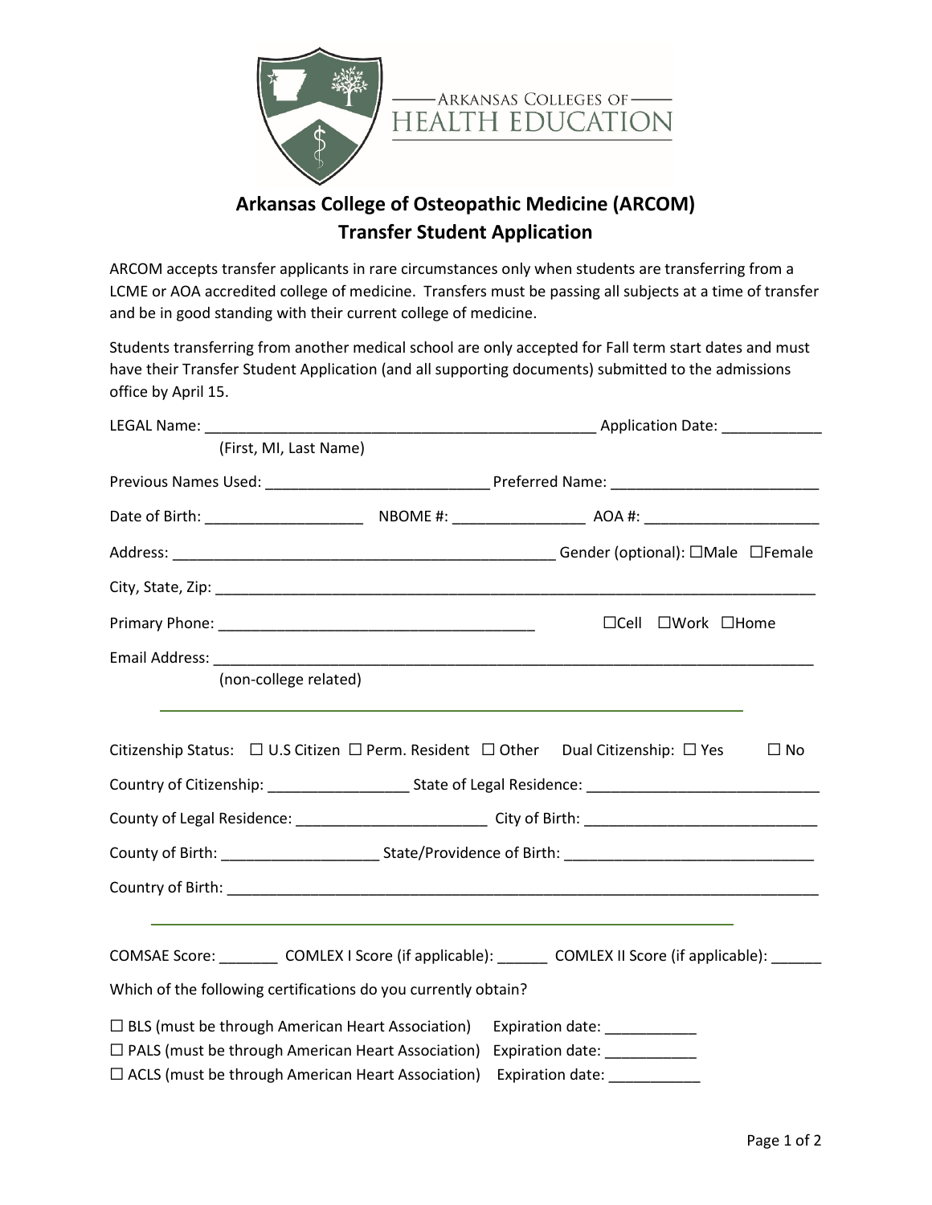ARKANSAS COLLEGES OF HEALTH EDUCATION

# Arkansas College of Osteopathic Medicine (ARCOM)
## Transfer Student Application

ARCOM accepts transfer applicants in rare circumstances only when students are transferring from a LCME or AOA accredited college of medicine. Transfers must be passing all subjects at a time of transfer and be in good standing with their current college of medicine.

Students transferring from another medical school are only accepted for Fall term start dates and must have their Transfer Student Application (and all supporting documents) submitted to the admissions office by April 15.

LEGAL Name: ________________________________________________ Application Date: ____________
(First, MI, Last Name)

Previous Names Used: __________________________ Preferred Name: _________________________

Date of Birth: ___________________ NBOME #: ________________ AOA #: _____________________

Address: ______________________________________________ Gender (optional): ☐Male ☐Female

City, State, Zip: ___________________________________________________________________________

Primary Phone: ______________________________________ ☐Cell ☐Work ☐Home

Email Address: ____________________________________________________________________________
(non-college related)

---

Citizenship Status: ☐ U.S Citizen ☐ Perm. Resident ☐ Other Dual Citizenship: ☐ Yes ☐ No

Country of Citizenship: ________________ State of Legal Residence: ___________________________

County of Legal Residence: ______________________ City of Birth: ___________________________

County of Birth: ___________________ State/Providence of Birth: _____________________________

Country of Birth: ___________________________________________________________________________

---

COMSAE Score: _______ COMLEX I Score (if applicable): ______ COMLEX II Score (if applicable): ______

Which of the following certifications do you currently obtain?

☐ BLS (must be through American Heart Association) Expiration date: ___________
☐ PALS (must be through American Heart Association) Expiration date: ___________
☐ ACLS (must be through American Heart Association) Expiration date: ___________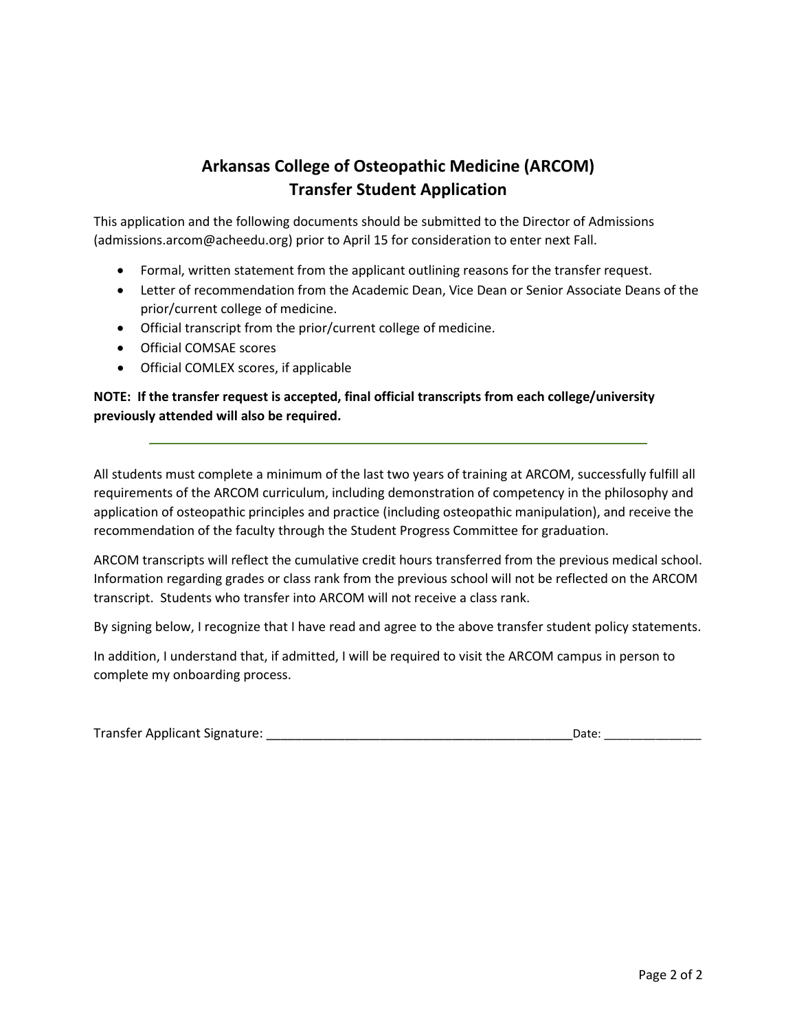# Arkansas College of Osteopathic Medicine (ARCOM)
# Transfer Student Application

This application and the following documents should be submitted to the Director of Admissions (admissions.arcom@acheedu.org) prior to April 15 for consideration to enter next Fall.

- Formal, written statement from the applicant outlining reasons for the transfer request.
- Letter of recommendation from the Academic Dean, Vice Dean or Senior Associate Deans of the prior/current college of medicine.
- Official transcript from the prior/current college of medicine.
- Official COMSAE scores
- Official COMLEX scores, if applicable

**NOTE: If the transfer request is accepted, final official transcripts from each college/university previously attended will also be required.**

---

All students must complete a minimum of the last two years of training at ARCOM, successfully fulfill all requirements of the ARCOM curriculum, including demonstration of competency in the philosophy and application of osteopathic principles and practice (including osteopathic manipulation), and receive the recommendation of the faculty through the Student Progress Committee for graduation.

ARCOM transcripts will reflect the cumulative credit hours transferred from the previous medical school. Information regarding grades or class rank from the previous school will not be reflected on the ARCOM transcript. Students who transfer into ARCOM will not receive a class rank.

By signing below, I recognize that I have read and agree to the above transfer student policy statements.

In addition, I understand that, if admitted, I will be required to visit the ARCOM campus in person to complete my onboarding process.

Transfer Applicant Signature: ____________________________________________ Date: ______________